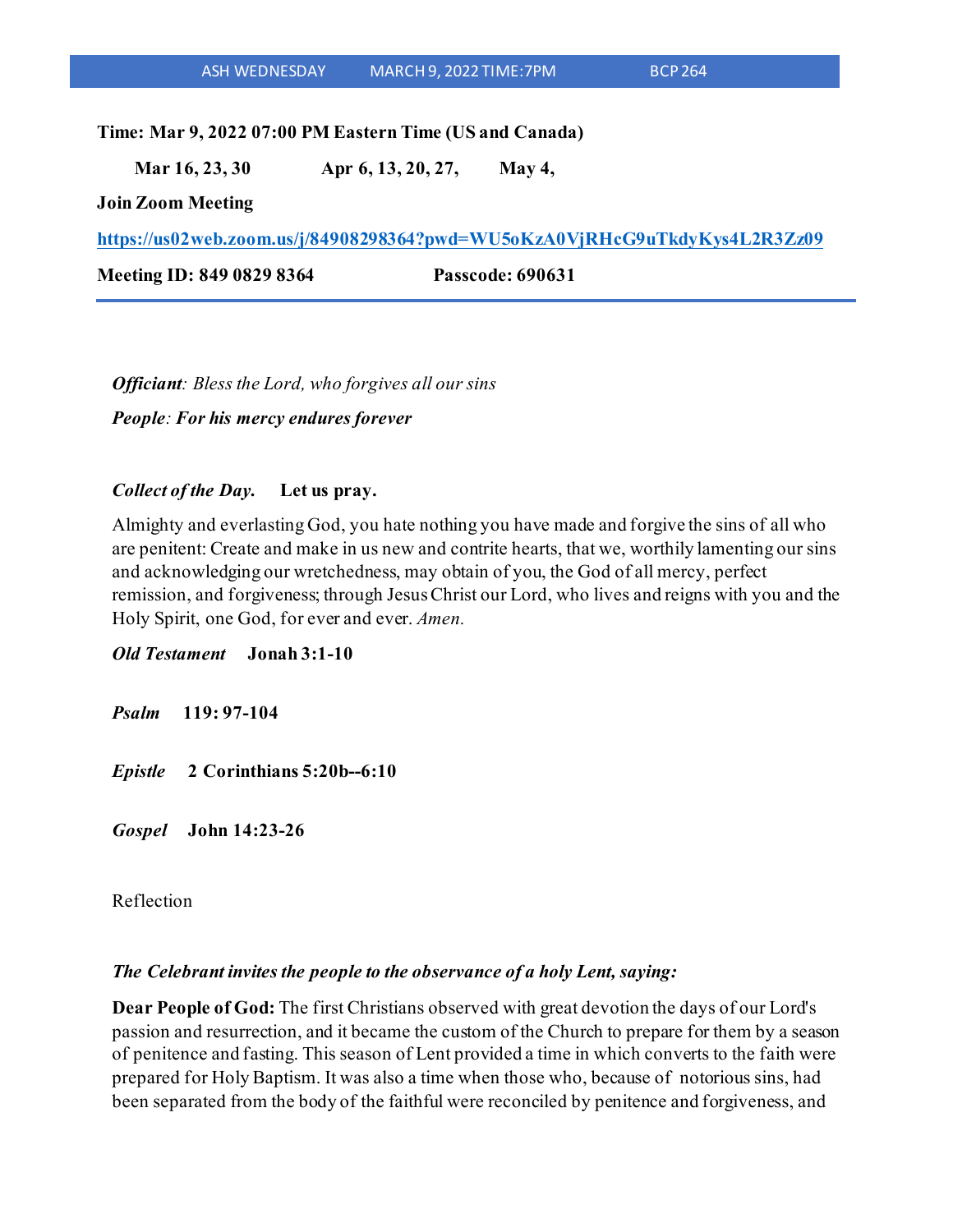ASH WEDNESDAY MARCH 9, 2022 TIME:7PM BCP 264

**Time: Mar 9, 2022 07:00 PM Eastern Time (US and Canada)**

**Mar 16, 23, 30 Apr 6, 13, 20, 27, May 4,**

**Join Zoom Meeting**

**https://us02web.zoom.us/j/84908298364?pwd=WU5oKzA0VjRHcG9uTkdyKys4L2R3Zz09**

**Meeting ID: 849 0829 8364 Passcode: 690631**

---

***Officiant**: Bless the Lord, who forgives all our sins*

***People**: For his mercy endures forever*

***Collect of the Day.*** **Let us pray.**

Almighty and everlasting God, you hate nothing you have made and forgive the sins of all who are penitent: Create and make in us new and contrite hearts, that we, worthily lamenting our sins and acknowledging our wretchedness, may obtain of you, the God of all mercy, perfect remission, and forgiveness; through Jesus Christ our Lord, who lives and reigns with you and the Holy Spirit, one God, for ever and ever. *Amen.*

***Old Testament*** **Jonah 3:1-10**

***Psalm*** **119: 97-104**

***Epistle*** **2 Corinthians 5:20b--6:10**

***Gospel*** **John 14:23-26**

Reflection

***The Celebrant invites the people to the observance of a holy Lent, saying:***

**Dear People of God:** The first Christians observed with great devotion the days of our Lord's passion and resurrection, and it became the custom of the Church to prepare for them by a season of penitence and fasting. This season of Lent provided a time in which converts to the faith were prepared for Holy Baptism. It was also a time when those who, because of notorious sins, had been separated from the body of the faithful were reconciled by penitence and forgiveness, and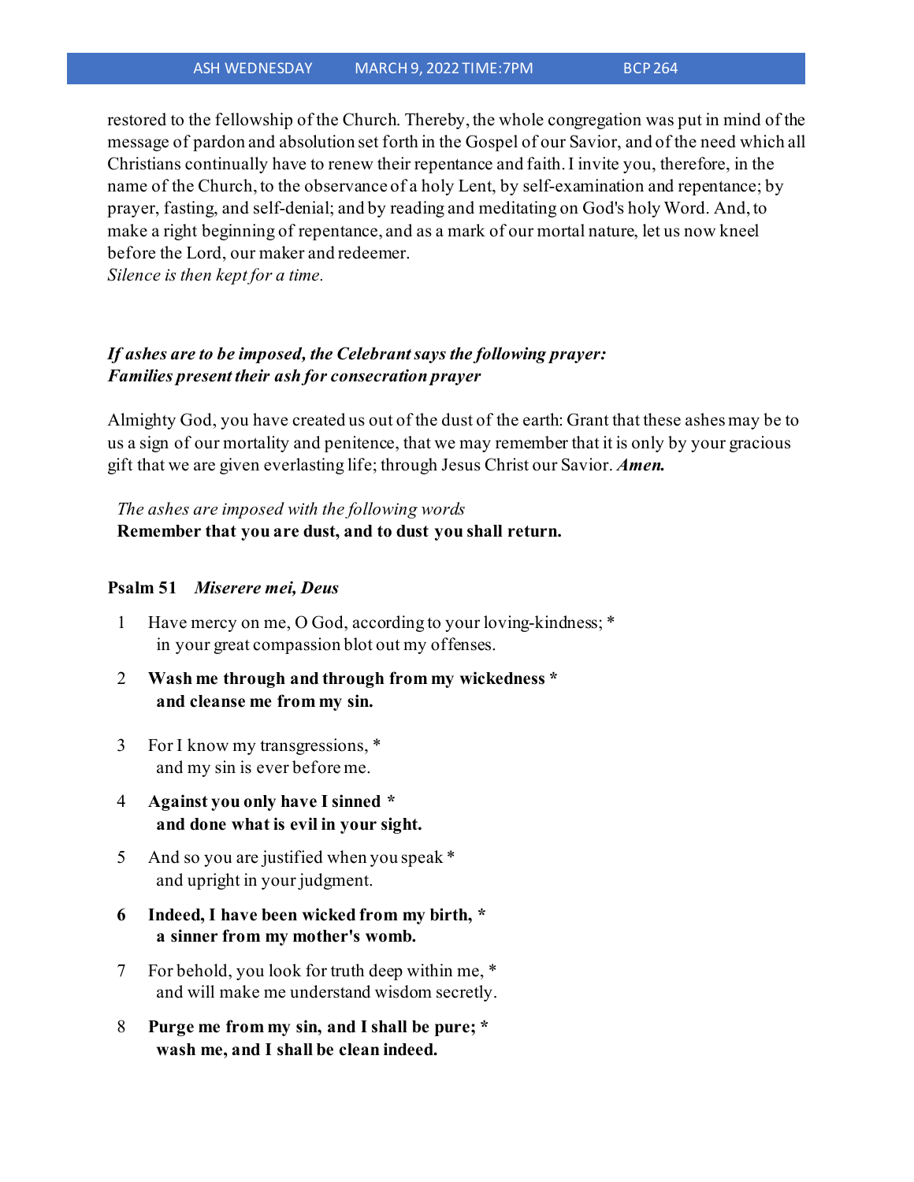restored to the fellowship of the Church. Thereby, the whole congregation was put in mind of the message of pardon and absolution set forth in the Gospel of our Savior, and of the need which all Christians continually have to renew their repentance and faith. I invite you, therefore, in the name of the Church, to the observance of a holy Lent, by self-examination and repentance; by prayer, fasting, and self-denial; and by reading and meditating on God's holy Word. And, to make a right beginning of repentance, and as a mark of our mortal nature, let us now kneel before the Lord, our maker and redeemer.
*Silence is then kept for a time.*

***If ashes are to be imposed, the Celebrant says the following prayer:***
***Families present their ash for consecration prayer***

Almighty God, you have created us out of the dust of the earth: Grant that these ashes may be to us a sign of our mortality and penitence, that we may remember that it is only by your gracious gift that we are given everlasting life; through Jesus Christ our Savior. ***Amen.***

*The ashes are imposed with the following words*
**Remember that you are dust, and to dust you shall return.**

**Psalm 51** ***Miserere mei, Deus***

1 Have mercy on me, O God, according to your loving-kindness; *
in your great compassion blot out my offenses.

2 **Wash me through and through from my wickedness *
and cleanse me from my sin.**

3 For I know my transgressions, *
and my sin is ever before me.

4 **Against you only have I sinned *
and done what is evil in your sight.**

5 And so you are justified when you speak *
and upright in your judgment.

**6 Indeed, I have been wicked from my birth, *
a sinner from my mother's womb.**

7 For behold, you look for truth deep within me, *
and will make me understand wisdom secretly.

8 **Purge me from my sin, and I shall be pure; *
wash me, and I shall be clean indeed.**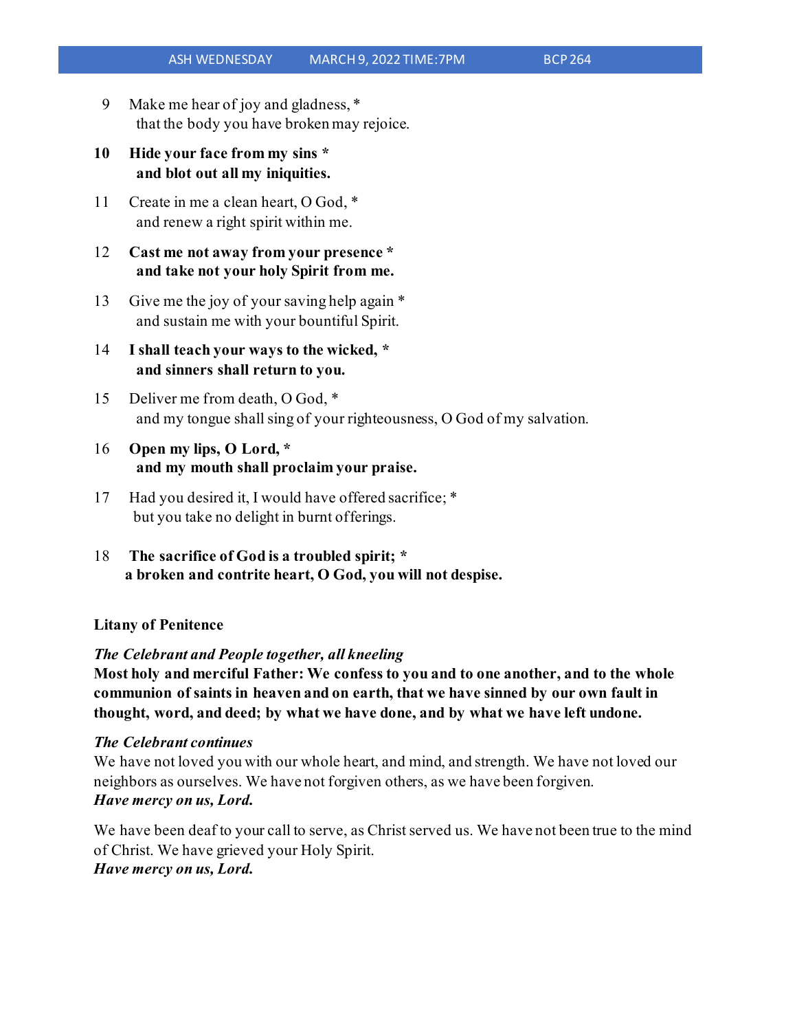9 Make me hear of joy and gladness, *
that the body you have broken may rejoice.

**10 Hide your face from my sins ***
**and blot out all my iniquities.**

11 Create in me a clean heart, O God, *
and renew a right spirit within me.

**12 Cast me not away from your presence ***
**and take not your holy Spirit from me.**

13 Give me the joy of your saving help again *
and sustain me with your bountiful Spirit.

**14 I shall teach your ways to the wicked, ***
**and sinners shall return to you.**

15 Deliver me from death, O God, *
and my tongue shall sing of your righteousness, O God of my salvation.

**16 Open my lips, O Lord, ***
**and my mouth shall proclaim your praise.**

17 Had you desired it, I would have offered sacrifice; *
but you take no delight in burnt offerings.

**18 The sacrifice of God is a troubled spirit; ***
**a broken and contrite heart, O God, you will not despise.**

**Litany of Penitence**

***The Celebrant and People together, all kneeling***
**Most holy and merciful Father: We confess to you and to one another, and to the whole communion of saints in heaven and on earth, that we have sinned by our own fault in thought, word, and deed; by what we have done, and by what we have left undone.**

***The Celebrant continues***
We have not loved you with our whole heart, and mind, and strength. We have not loved our neighbors as ourselves. We have not forgiven others, as we have been forgiven.
***Have mercy on us, Lord.***

We have been deaf to your call to serve, as Christ served us. We have not been true to the mind of Christ. We have grieved your Holy Spirit.
***Have mercy on us, Lord.***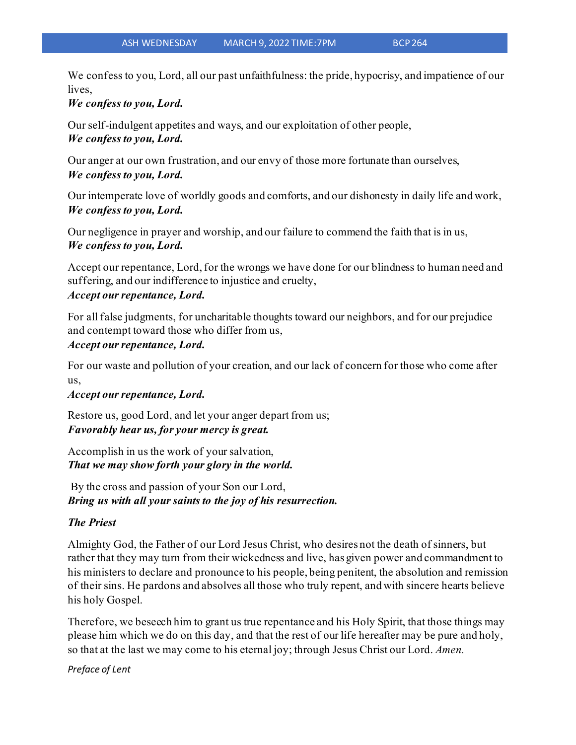We confess to you, Lord, all our past unfaithfulness: the pride, hypocrisy, and impatience of our lives,
***We confess to you, Lord.***

Our self-indulgent appetites and ways, and our exploitation of other people,
***We confess to you, Lord.***

Our anger at our own frustration, and our envy of those more fortunate than ourselves,
***We confess to you, Lord.***

Our intemperate love of worldly goods and comforts, and our dishonesty in daily life and work,
***We confess to you, Lord.***

Our negligence in prayer and worship, and our failure to commend the faith that is in us,
***We confess to you, Lord.***

Accept our repentance, Lord, for the wrongs we have done for our blindness to human need and suffering, and our indifference to injustice and cruelty,
***Accept our repentance, Lord.***

For all false judgments, for uncharitable thoughts toward our neighbors, and for our prejudice and contempt toward those who differ from us,
***Accept our repentance, Lord.***

For our waste and pollution of your creation, and our lack of concern for those who come after us,
***Accept our repentance, Lord.***

Restore us, good Lord, and let your anger depart from us;
***Favorably hear us, for your mercy is great.***

Accomplish in us the work of your salvation,
***That we may show forth your glory in the world.***

By the cross and passion of your Son our Lord,
***Bring us with all your saints to the joy of his resurrection.***

***The Priest***

Almighty God, the Father of our Lord Jesus Christ, who desires not the death of sinners, but rather that they may turn from their wickedness and live, has given power and commandment to his ministers to declare and pronounce to his people, being penitent, the absolution and remission of their sins. He pardons and absolves all those who truly repent, and with sincere hearts believe his holy Gospel.

Therefore, we beseech him to grant us true repentance and his Holy Spirit, that those things may please him which we do on this day, and that the rest of our life hereafter may be pure and holy, so that at the last we may come to his eternal joy; through Jesus Christ our Lord. *Amen.*

*Preface of Lent*